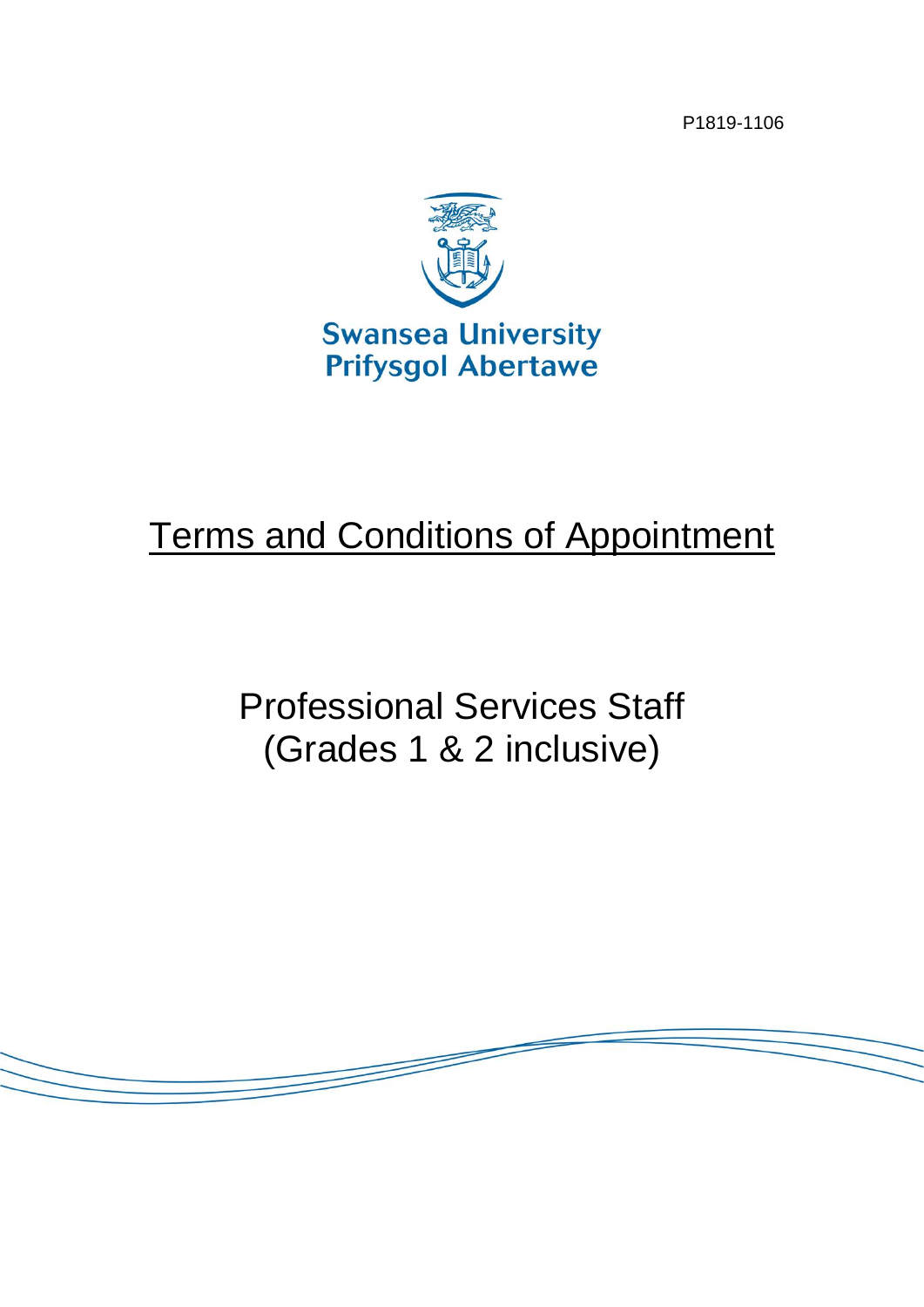P1819-1106

Swansea University
Prifysgol Abertawe

# Terms and Conditions of Appointment

## Professional Services Staff
## (Grades 1 & 2 inclusive)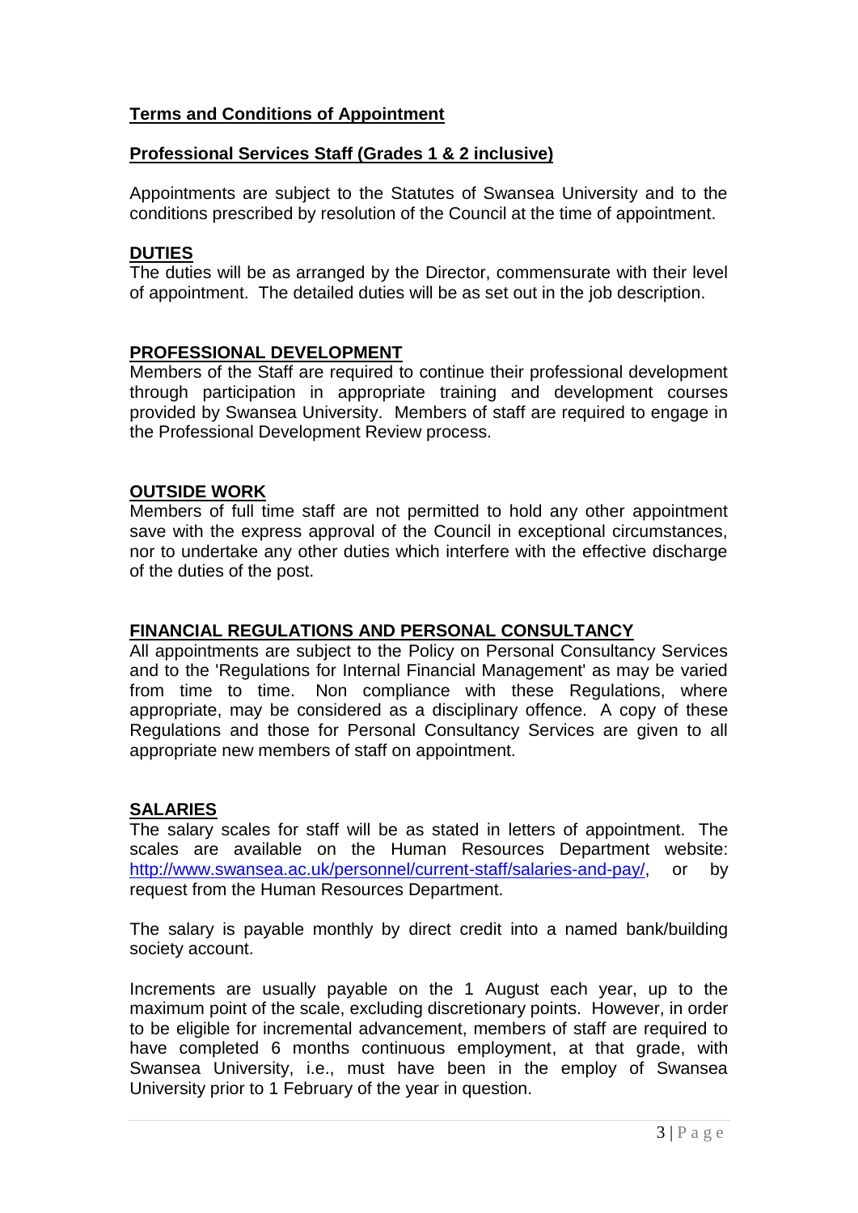## Terms and Conditions of Appointment

## Professional Services Staff (Grades 1 & 2 inclusive)

Appointments are subject to the Statutes of Swansea University and to the conditions prescribed by resolution of the Council at the time of appointment.

### DUTIES

The duties will be as arranged by the Director, commensurate with their level of appointment. The detailed duties will be as set out in the job description.

### PROFESSIONAL DEVELOPMENT

Members of the Staff are required to continue their professional development through participation in appropriate training and development courses provided by Swansea University. Members of staff are required to engage in the Professional Development Review process.

### OUTSIDE WORK

Members of full time staff are not permitted to hold any other appointment save with the express approval of the Council in exceptional circumstances, nor to undertake any other duties which interfere with the effective discharge of the duties of the post.

### FINANCIAL REGULATIONS AND PERSONAL CONSULTANCY

All appointments are subject to the Policy on Personal Consultancy Services and to the 'Regulations for Internal Financial Management' as may be varied from time to time. Non compliance with these Regulations, where appropriate, may be considered as a disciplinary offence. A copy of these Regulations and those for Personal Consultancy Services are given to all appropriate new members of staff on appointment.

### SALARIES

The salary scales for staff will be as stated in letters of appointment. The scales are available on the Human Resources Department website: http://www.swansea.ac.uk/personnel/current-staff/salaries-and-pay/, or by request from the Human Resources Department.

The salary is payable monthly by direct credit into a named bank/building society account.

Increments are usually payable on the 1 August each year, up to the maximum point of the scale, excluding discretionary points. However, in order to be eligible for incremental advancement, members of staff are required to have completed 6 months continuous employment, at that grade, with Swansea University, i.e., must have been in the employ of Swansea University prior to 1 February of the year in question.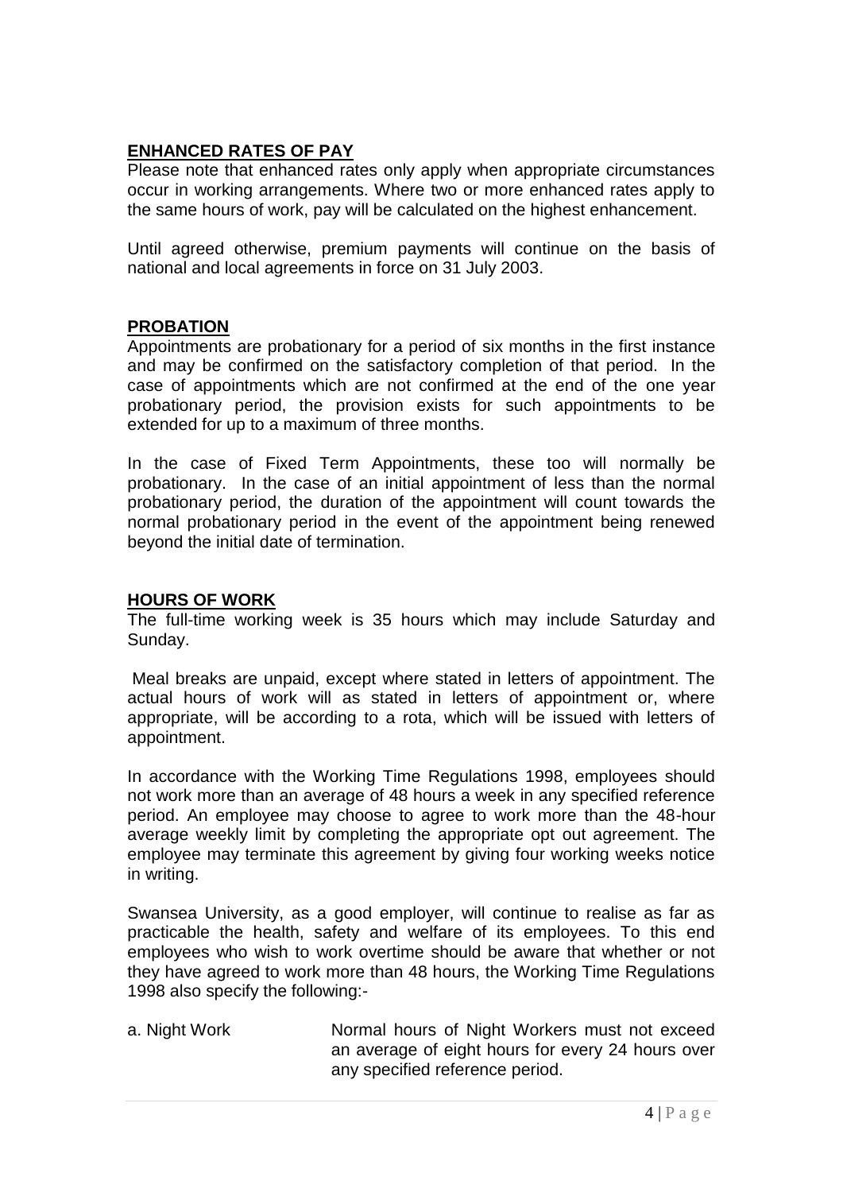## ENHANCED RATES OF PAY

Please note that enhanced rates only apply when appropriate circumstances occur in working arrangements. Where two or more enhanced rates apply to the same hours of work, pay will be calculated on the highest enhancement.

Until agreed otherwise, premium payments will continue on the basis of national and local agreements in force on 31 July 2003.

## PROBATION

Appointments are probationary for a period of six months in the first instance and may be confirmed on the satisfactory completion of that period. In the case of appointments which are not confirmed at the end of the one year probationary period, the provision exists for such appointments to be extended for up to a maximum of three months.

In the case of Fixed Term Appointments, these too will normally be probationary. In the case of an initial appointment of less than the normal probationary period, the duration of the appointment will count towards the normal probationary period in the event of the appointment being renewed beyond the initial date of termination.

## HOURS OF WORK

The full-time working week is 35 hours which may include Saturday and Sunday.

Meal breaks are unpaid, except where stated in letters of appointment. The actual hours of work will as stated in letters of appointment or, where appropriate, will be according to a rota, which will be issued with letters of appointment.

In accordance with the Working Time Regulations 1998, employees should not work more than an average of 48 hours a week in any specified reference period. An employee may choose to agree to work more than the 48-hour average weekly limit by completing the appropriate opt out agreement. The employee may terminate this agreement by giving four working weeks notice in writing.

Swansea University, as a good employer, will continue to realise as far as practicable the health, safety and welfare of its employees. To this end employees who wish to work overtime should be aware that whether or not they have agreed to work more than 48 hours, the Working Time Regulations 1998 also specify the following:-

a. Night Work — Normal hours of Night Workers must not exceed an average of eight hours for every 24 hours over any specified reference period.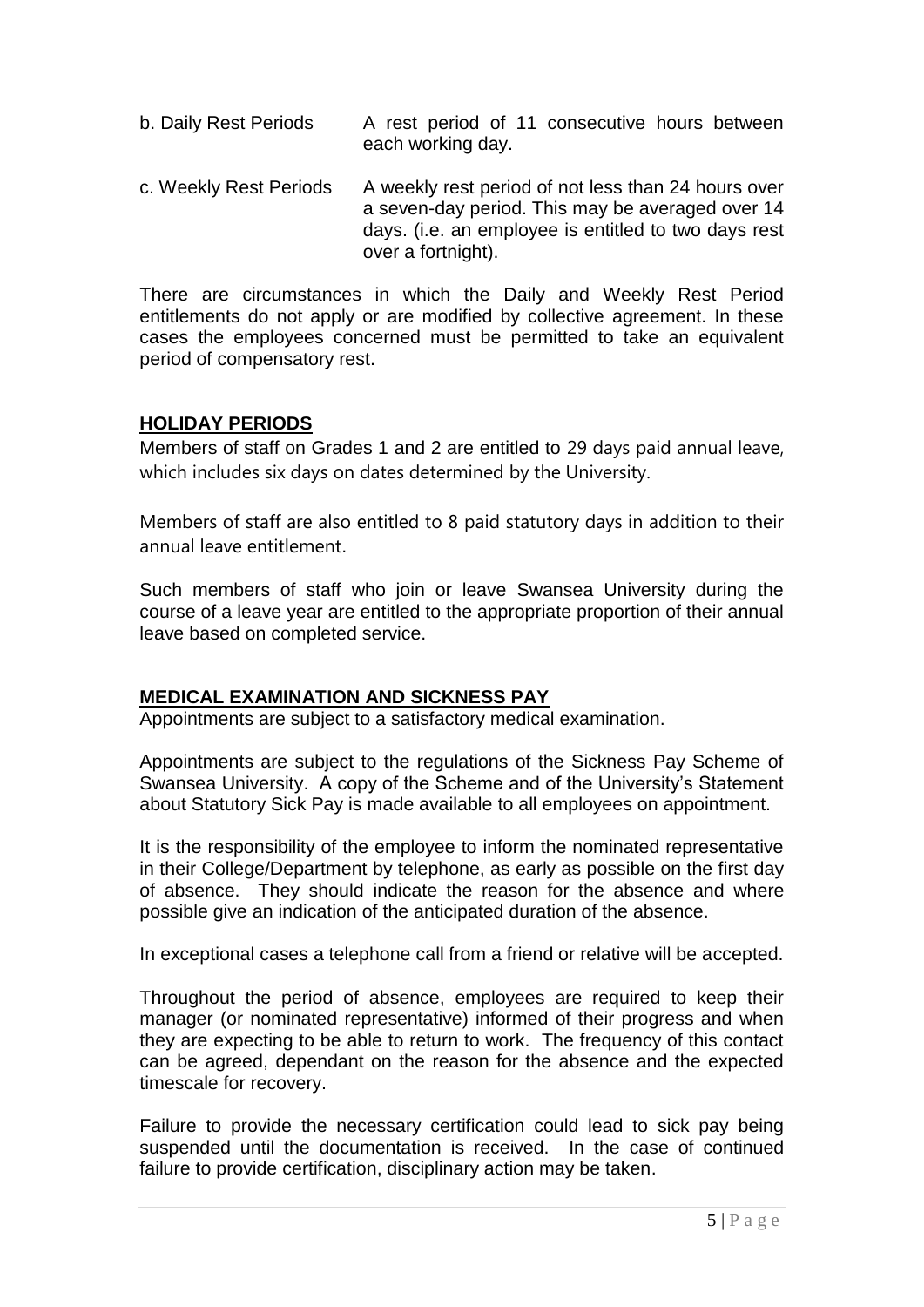| | |
|---|---|
| b. Daily Rest Periods | A rest period of 11 consecutive hours between each working day. |
| c. Weekly Rest Periods | A weekly rest period of not less than 24 hours over a seven-day period. This may be averaged over 14 days. (i.e. an employee is entitled to two days rest over a fortnight). |

There are circumstances in which the Daily and Weekly Rest Period entitlements do not apply or are modified by collective agreement. In these cases the employees concerned must be permitted to take an equivalent period of compensatory rest.

## **HOLIDAY PERIODS**

Members of staff on Grades 1 and 2 are entitled to 29 days paid annual leave, which includes six days on dates determined by the University.

Members of staff are also entitled to 8 paid statutory days in addition to their annual leave entitlement.

Such members of staff who join or leave Swansea University during the course of a leave year are entitled to the appropriate proportion of their annual leave based on completed service.

## **MEDICAL EXAMINATION AND SICKNESS PAY**

Appointments are subject to a satisfactory medical examination.

Appointments are subject to the regulations of the Sickness Pay Scheme of Swansea University. A copy of the Scheme and of the University's Statement about Statutory Sick Pay is made available to all employees on appointment.

It is the responsibility of the employee to inform the nominated representative in their College/Department by telephone, as early as possible on the first day of absence. They should indicate the reason for the absence and where possible give an indication of the anticipated duration of the absence.

In exceptional cases a telephone call from a friend or relative will be accepted.

Throughout the period of absence, employees are required to keep their manager (or nominated representative) informed of their progress and when they are expecting to be able to return to work. The frequency of this contact can be agreed, dependant on the reason for the absence and the expected timescale for recovery.

Failure to provide the necessary certification could lead to sick pay being suspended until the documentation is received. In the case of continued failure to provide certification, disciplinary action may be taken.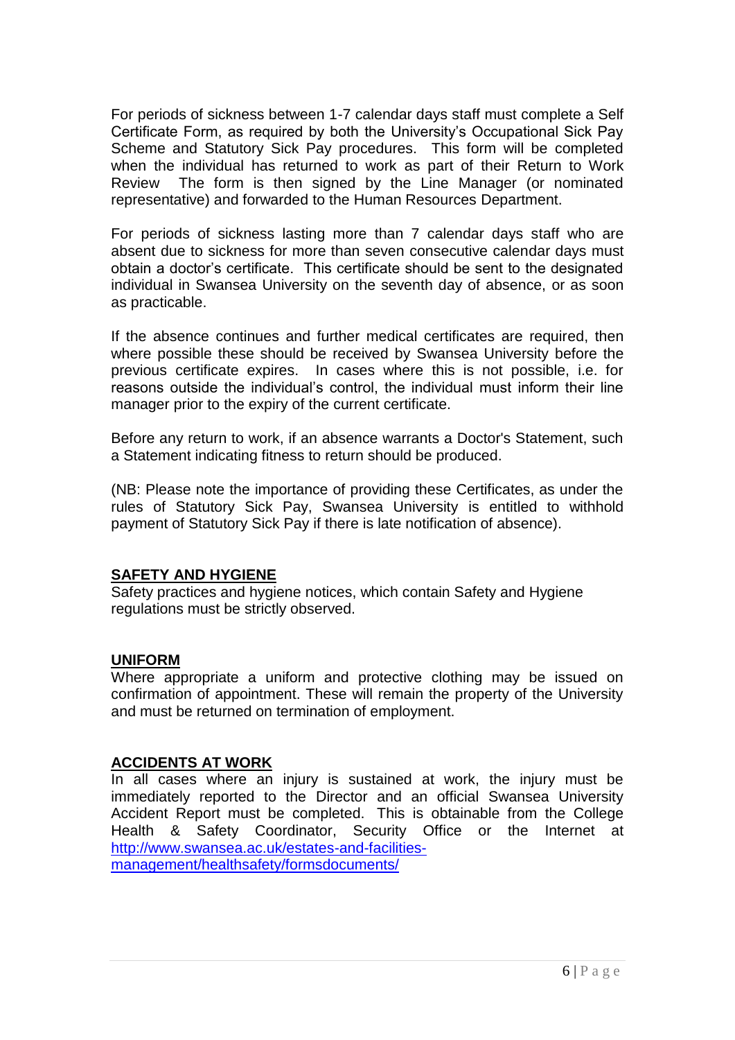For periods of sickness between 1-7 calendar days staff must complete a Self Certificate Form, as required by both the University's Occupational Sick Pay Scheme and Statutory Sick Pay procedures. This form will be completed when the individual has returned to work as part of their Return to Work Review The form is then signed by the Line Manager (or nominated representative) and forwarded to the Human Resources Department.

For periods of sickness lasting more than 7 calendar days staff who are absent due to sickness for more than seven consecutive calendar days must obtain a doctor's certificate. This certificate should be sent to the designated individual in Swansea University on the seventh day of absence, or as soon as practicable.

If the absence continues and further medical certificates are required, then where possible these should be received by Swansea University before the previous certificate expires. In cases where this is not possible, i.e. for reasons outside the individual's control, the individual must inform their line manager prior to the expiry of the current certificate.

Before any return to work, if an absence warrants a Doctor's Statement, such a Statement indicating fitness to return should be produced.

(NB: Please note the importance of providing these Certificates, as under the rules of Statutory Sick Pay, Swansea University is entitled to withhold payment of Statutory Sick Pay if there is late notification of absence).

## SAFETY AND HYGIENE

Safety practices and hygiene notices, which contain Safety and Hygiene regulations must be strictly observed.

## UNIFORM

Where appropriate a uniform and protective clothing may be issued on confirmation of appointment. These will remain the property of the University and must be returned on termination of employment.

## ACCIDENTS AT WORK

In all cases where an injury is sustained at work, the injury must be immediately reported to the Director and an official Swansea University Accident Report must be completed. This is obtainable from the College Health & Safety Coordinator, Security Office or the Internet at http://www.swansea.ac.uk/estates-and-facilities-management/healthsafety/formsdocuments/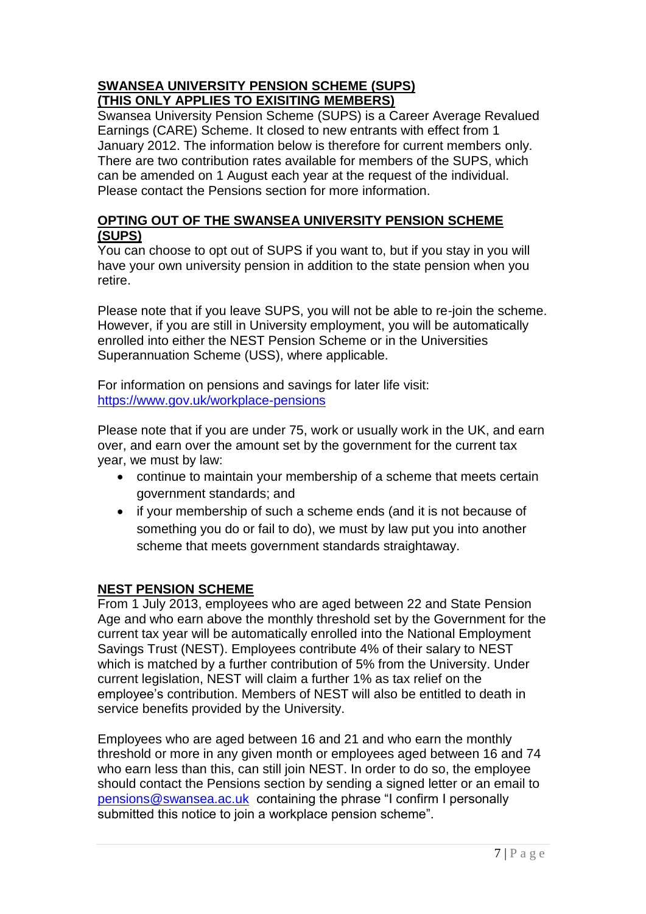## SWANSEA UNIVERSITY PENSION SCHEME (SUPS) (THIS ONLY APPLIES TO EXISITING MEMBERS)

Swansea University Pension Scheme (SUPS) is a Career Average Revalued Earnings (CARE) Scheme. It closed to new entrants with effect from 1 January 2012. The information below is therefore for current members only. There are two contribution rates available for members of the SUPS, which can be amended on 1 August each year at the request of the individual. Please contact the Pensions section for more information.

## OPTING OUT OF THE SWANSEA UNIVERSITY PENSION SCHEME (SUPS)

You can choose to opt out of SUPS if you want to, but if you stay in you will have your own university pension in addition to the state pension when you retire.

Please note that if you leave SUPS, you will not be able to re-join the scheme. However, if you are still in University employment, you will be automatically enrolled into either the NEST Pension Scheme or in the Universities Superannuation Scheme (USS), where applicable.

For information on pensions and savings for later life visit: https://www.gov.uk/workplace-pensions

Please note that if you are under 75, work or usually work in the UK, and earn over, and earn over the amount set by the government for the current tax year, we must by law:

- continue to maintain your membership of a scheme that meets certain government standards; and
- if your membership of such a scheme ends (and it is not because of something you do or fail to do), we must by law put you into another scheme that meets government standards straightaway.

## NEST PENSION SCHEME

From 1 July 2013, employees who are aged between 22 and State Pension Age and who earn above the monthly threshold set by the Government for the current tax year will be automatically enrolled into the National Employment Savings Trust (NEST). Employees contribute 4% of their salary to NEST which is matched by a further contribution of 5% from the University. Under current legislation, NEST will claim a further 1% as tax relief on the employee's contribution. Members of NEST will also be entitled to death in service benefits provided by the University.

Employees who are aged between 16 and 21 and who earn the monthly threshold or more in any given month or employees aged between 16 and 74 who earn less than this, can still join NEST. In order to do so, the employee should contact the Pensions section by sending a signed letter or an email to pensions@swansea.ac.uk containing the phrase "I confirm I personally submitted this notice to join a workplace pension scheme".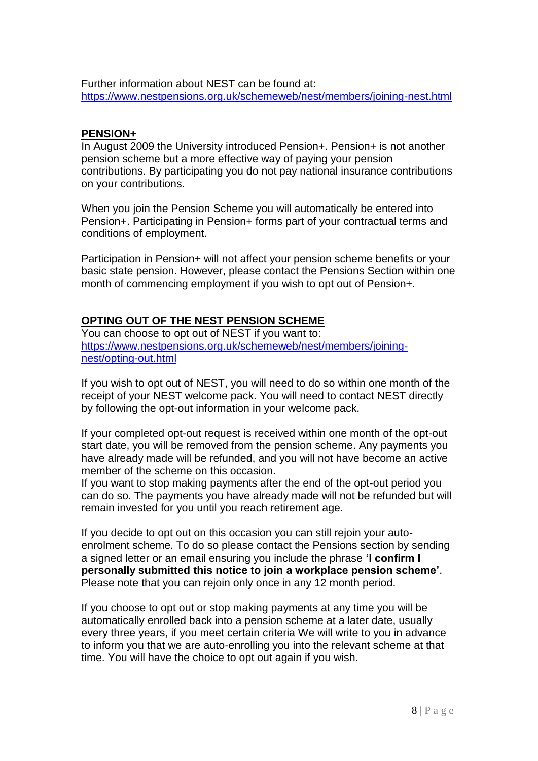Further information about NEST can be found at:
https://www.nestpensions.org.uk/schemeweb/nest/members/joining-nest.html

## PENSION+

In August 2009 the University introduced Pension+. Pension+ is not another pension scheme but a more effective way of paying your pension contributions. By participating you do not pay national insurance contributions on your contributions.

When you join the Pension Scheme you will automatically be entered into Pension+. Participating in Pension+ forms part of your contractual terms and conditions of employment.

Participation in Pension+ will not affect your pension scheme benefits or your basic state pension. However, please contact the Pensions Section within one month of commencing employment if you wish to opt out of Pension+.

## OPTING OUT OF THE NEST PENSION SCHEME

You can choose to opt out of NEST if you want to:
https://www.nestpensions.org.uk/schemeweb/nest/members/joining-nest/opting-out.html

If you wish to opt out of NEST, you will need to do so within one month of the receipt of your NEST welcome pack. You will need to contact NEST directly by following the opt-out information in your welcome pack.

If your completed opt-out request is received within one month of the opt-out start date, you will be removed from the pension scheme. Any payments you have already made will be refunded, and you will not have become an active member of the scheme on this occasion.
If you want to stop making payments after the end of the opt-out period you can do so. The payments you have already made will not be refunded but will remain invested for you until you reach retirement age.

If you decide to opt out on this occasion you can still rejoin your auto-enrolment scheme. To do so please contact the Pensions section by sending a signed letter or an email ensuring you include the phrase **'I confirm I personally submitted this notice to join a workplace pension scheme'**. Please note that you can rejoin only once in any 12 month period.

If you choose to opt out or stop making payments at any time you will be automatically enrolled back into a pension scheme at a later date, usually every three years, if you meet certain criteria We will write to you in advance to inform you that we are auto-enrolling you into the relevant scheme at that time. You will have the choice to opt out again if you wish.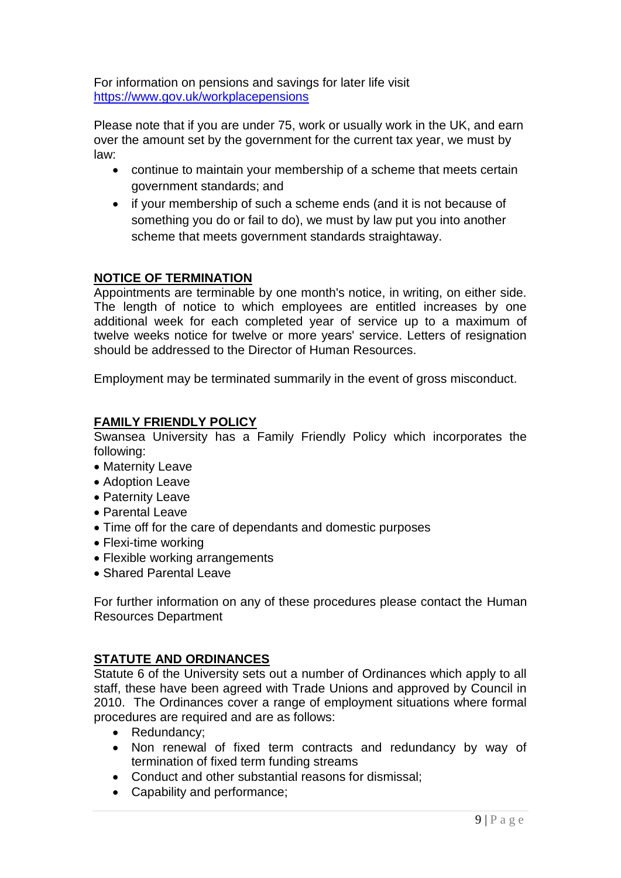For information on pensions and savings for later life visit
https://www.gov.uk/workplacepensions

Please note that if you are under 75, work or usually work in the UK, and earn over the amount set by the government for the current tax year, we must by law:

- continue to maintain your membership of a scheme that meets certain government standards; and
- if your membership of such a scheme ends (and it is not because of something you do or fail to do), we must by law put you into another scheme that meets government standards straightaway.

## NOTICE OF TERMINATION

Appointments are terminable by one month's notice, in writing, on either side. The length of notice to which employees are entitled increases by one additional week for each completed year of service up to a maximum of twelve weeks notice for twelve or more years' service. Letters of resignation should be addressed to the Director of Human Resources.

Employment may be terminated summarily in the event of gross misconduct.

## FAMILY FRIENDLY POLICY

Swansea University has a Family Friendly Policy which incorporates the following:

- Maternity Leave
- Adoption Leave
- Paternity Leave
- Parental Leave
- Time off for the care of dependants and domestic purposes
- Flexi-time working
- Flexible working arrangements
- Shared Parental Leave

For further information on any of these procedures please contact the Human Resources Department

## STATUTE AND ORDINANCES

Statute 6 of the University sets out a number of Ordinances which apply to all staff, these have been agreed with Trade Unions and approved by Council in 2010. The Ordinances cover a range of employment situations where formal procedures are required and are as follows:

- Redundancy;
- Non renewal of fixed term contracts and redundancy by way of termination of fixed term funding streams
- Conduct and other substantial reasons for dismissal;
- Capability and performance;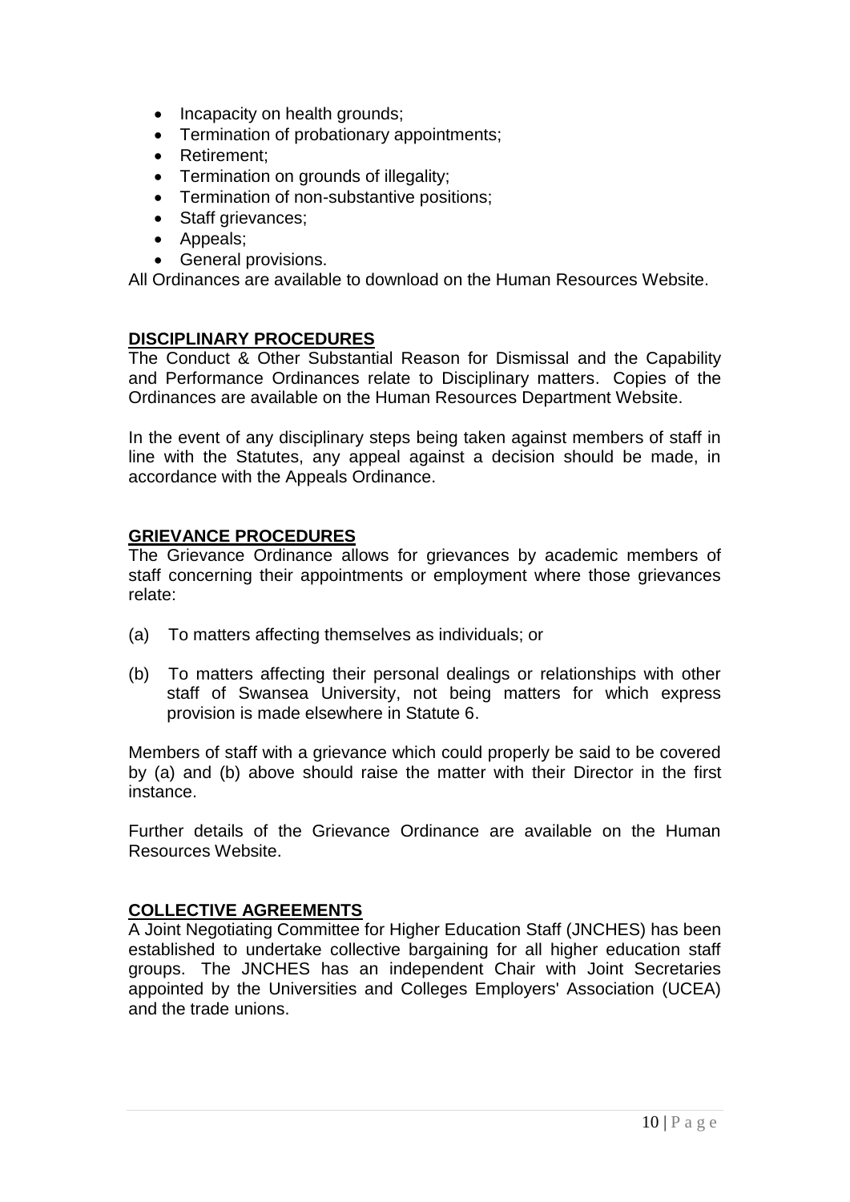- Incapacity on health grounds;
- Termination of probationary appointments;
- Retirement;
- Termination on grounds of illegality;
- Termination of non-substantive positions;
- Staff grievances;
- Appeals;
- General provisions.

All Ordinances are available to download on the Human Resources Website.

## DISCIPLINARY PROCEDURES

The Conduct & Other Substantial Reason for Dismissal and the Capability and Performance Ordinances relate to Disciplinary matters. Copies of the Ordinances are available on the Human Resources Department Website.

In the event of any disciplinary steps being taken against members of staff in line with the Statutes, any appeal against a decision should be made, in accordance with the Appeals Ordinance.

## GRIEVANCE PROCEDURES

The Grievance Ordinance allows for grievances by academic members of staff concerning their appointments or employment where those grievances relate:

(a) To matters affecting themselves as individuals; or

(b) To matters affecting their personal dealings or relationships with other staff of Swansea University, not being matters for which express provision is made elsewhere in Statute 6.

Members of staff with a grievance which could properly be said to be covered by (a) and (b) above should raise the matter with their Director in the first instance.

Further details of the Grievance Ordinance are available on the Human Resources Website.

## COLLECTIVE AGREEMENTS

A Joint Negotiating Committee for Higher Education Staff (JNCHES) has been established to undertake collective bargaining for all higher education staff groups. The JNCHES has an independent Chair with Joint Secretaries appointed by the Universities and Colleges Employers' Association (UCEA) and the trade unions.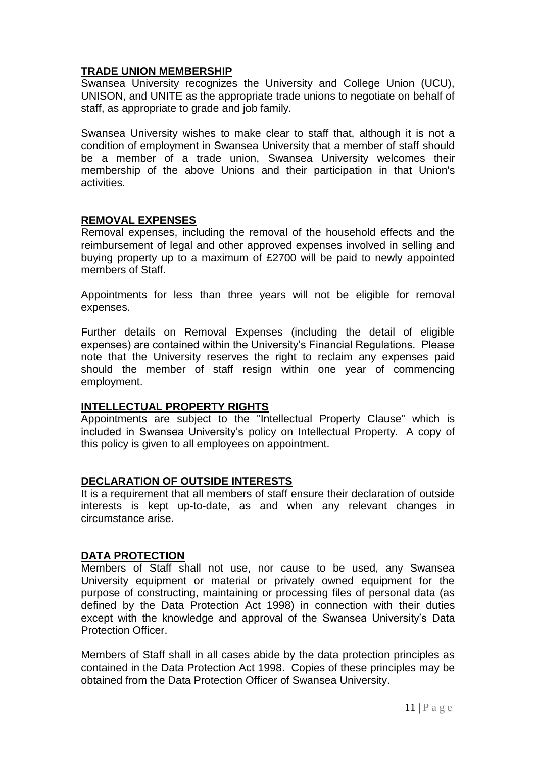## TRADE UNION MEMBERSHIP

Swansea University recognizes the University and College Union (UCU), UNISON, and UNITE as the appropriate trade unions to negotiate on behalf of staff, as appropriate to grade and job family.

Swansea University wishes to make clear to staff that, although it is not a condition of employment in Swansea University that a member of staff should be a member of a trade union, Swansea University welcomes their membership of the above Unions and their participation in that Union's activities.

## REMOVAL EXPENSES

Removal expenses, including the removal of the household effects and the reimbursement of legal and other approved expenses involved in selling and buying property up to a maximum of £2700 will be paid to newly appointed members of Staff.

Appointments for less than three years will not be eligible for removal expenses.

Further details on Removal Expenses (including the detail of eligible expenses) are contained within the University's Financial Regulations. Please note that the University reserves the right to reclaim any expenses paid should the member of staff resign within one year of commencing employment.

## INTELLECTUAL PROPERTY RIGHTS

Appointments are subject to the "Intellectual Property Clause" which is included in Swansea University's policy on Intellectual Property. A copy of this policy is given to all employees on appointment.

## DECLARATION OF OUTSIDE INTERESTS

It is a requirement that all members of staff ensure their declaration of outside interests is kept up-to-date, as and when any relevant changes in circumstance arise.

## DATA PROTECTION

Members of Staff shall not use, nor cause to be used, any Swansea University equipment or material or privately owned equipment for the purpose of constructing, maintaining or processing files of personal data (as defined by the Data Protection Act 1998) in connection with their duties except with the knowledge and approval of the Swansea University's Data Protection Officer.

Members of Staff shall in all cases abide by the data protection principles as contained in the Data Protection Act 1998. Copies of these principles may be obtained from the Data Protection Officer of Swansea University.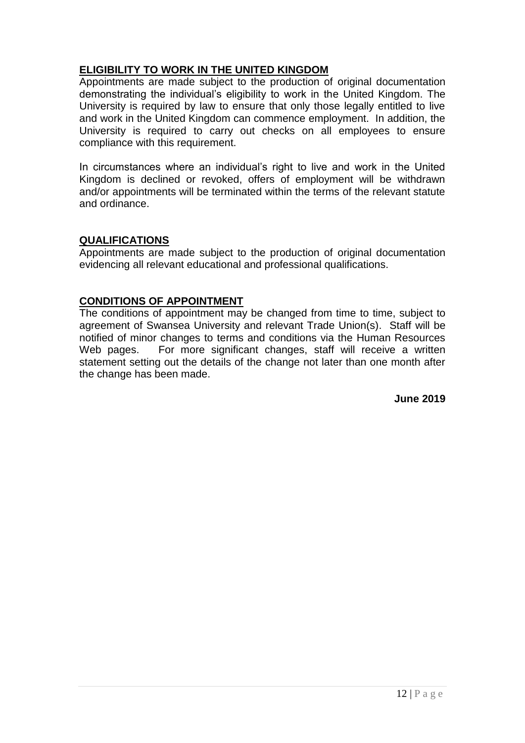## **ELIGIBILITY TO WORK IN THE UNITED KINGDOM**

Appointments are made subject to the production of original documentation demonstrating the individual's eligibility to work in the United Kingdom. The University is required by law to ensure that only those legally entitled to live and work in the United Kingdom can commence employment. In addition, the University is required to carry out checks on all employees to ensure compliance with this requirement.

In circumstances where an individual's right to live and work in the United Kingdom is declined or revoked, offers of employment will be withdrawn and/or appointments will be terminated within the terms of the relevant statute and ordinance.

## **QUALIFICATIONS**

Appointments are made subject to the production of original documentation evidencing all relevant educational and professional qualifications.

## **CONDITIONS OF APPOINTMENT**

The conditions of appointment may be changed from time to time, subject to agreement of Swansea University and relevant Trade Union(s). Staff will be notified of minor changes to terms and conditions via the Human Resources Web pages. For more significant changes, staff will receive a written statement setting out the details of the change not later than one month after the change has been made.

**June 2019**